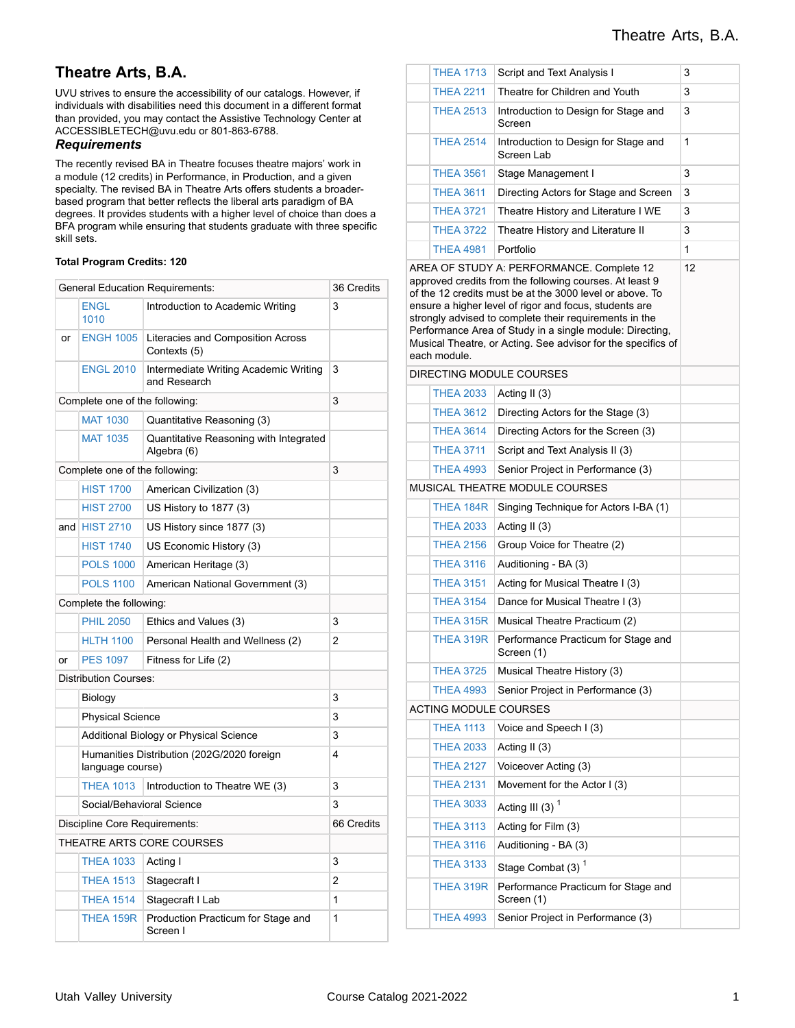# Theatre Arts, B.A.

UVU strives to ensure the accessibility of our catalogs. However, if individuals with disabilities need this document in a different format than provided, you may contact the Assistive Technology Center at ACCESSIBLETECH@uvu.edu or 801-863-6788.

### *Requirements*

The recently revised BA in Theatre focuses theatre majors' work in a module (12 credits) in Performance, in Production, and a given specialty. The revised BA in Theatre Arts offers students a broader-based program that better reflects the liberal arts paradigm of BA degrees. It provides students with a higher level of choice than does a BFA program while ensuring that students graduate with three specific skill sets.

**Total Program Credits: 120**

| | | | |
|---|---|---|---|
| General Education Requirements: | | | 36 Credits |
| | ENGL 1010 | Introduction to Academic Writing | 3 |
| or | ENGH 1005 | Literacies and Composition Across Contexts (5) | |
| | ENGL 2010 | Intermediate Writing Academic Writing and Research | 3 |
| Complete one of the following: | | | 3 |
| | MAT 1030 | Quantitative Reasoning (3) | |
| | MAT 1035 | Quantitative Reasoning with Integrated Algebra (6) | |
| Complete one of the following: | | | 3 |
| | HIST 1700 | American Civilization (3) | |
| | HIST 2700 | US History to 1877 (3) | |
| and | HIST 2710 | US History since 1877 (3) | |
| | HIST 1740 | US Economic History (3) | |
| | POLS 1000 | American Heritage (3) | |
| | POLS 1100 | American National Government (3) | |
| Complete the following: | | | |
| | PHIL 2050 | Ethics and Values (3) | 3 |
| | HLTH 1100 | Personal Health and Wellness (2) | 2 |
| or | PES 1097 | Fitness for Life (2) | |
| Distribution Courses: | | | |
| | Biology | | 3 |
| | Physical Science | | 3 |
| | Additional Biology or Physical Science | | 3 |
| | Humanities Distribution (202G/2020 foreign language course) | | 4 |
| | THEA 1013 | Introduction to Theatre WE (3) | 3 |
| | Social/Behavioral Science | | 3 |
| Discipline Core Requirements: | | | 66 Credits |
| THEATRE ARTS CORE COURSES | | | |
| | THEA 1033 | Acting I | 3 |
| | THEA 1513 | Stagecraft I | 2 |
| | THEA 1514 | Stagecraft I Lab | 1 |
| | THEA 159R | Production Practicum for Stage and Screen I | 1 |
| | THEA 1713 | Script and Text Analysis I | 3 |
| | THEA 2211 | Theatre for Children and Youth | 3 |
| | THEA 2513 | Introduction to Design for Stage and Screen | 3 |
| | THEA 2514 | Introduction to Design for Stage and Screen Lab | 1 |
| | THEA 3561 | Stage Management I | 3 |
| | THEA 3611 | Directing Actors for Stage and Screen | 3 |
| | THEA 3721 | Theatre History and Literature I WE | 3 |
| | THEA 3722 | Theatre History and Literature II | 3 |
| | THEA 4981 | Portfolio | 1 |
| AREA OF STUDY A: PERFORMANCE. Complete 12 approved credits from the following courses. At least 9 of the 12 credits must be at the 3000 level or above. To ensure a higher level of rigor and focus, students are strongly advised to complete their requirements in the Performance Area of Study in a single module: Directing, Musical Theatre, or Acting. See advisor for the specifics of each module. | | | 12 |
| DIRECTING MODULE COURSES | | | |
| | THEA 2033 | Acting II (3) | |
| | THEA 3612 | Directing Actors for the Stage (3) | |
| | THEA 3614 | Directing Actors for the Screen (3) | |
| | THEA 3711 | Script and Text Analysis II (3) | |
| | THEA 4993 | Senior Project in Performance (3) | |
| MUSICAL THEATRE MODULE COURSES | | | |
| | THEA 184R | Singing Technique for Actors I-BA (1) | |
| | THEA 2033 | Acting II (3) | |
| | THEA 2156 | Group Voice for Theatre (2) | |
| | THEA 3116 | Auditioning - BA (3) | |
| | THEA 3151 | Acting for Musical Theatre I (3) | |
| | THEA 3154 | Dance for Musical Theatre I (3) | |
| | THEA 315R | Musical Theatre Practicum (2) | |
| | THEA 319R | Performance Practicum for Stage and Screen (1) | |
| | THEA 3725 | Musical Theatre History (3) | |
| | THEA 4993 | Senior Project in Performance (3) | |
| ACTING MODULE COURSES | | | |
| | THEA 1113 | Voice and Speech I (3) | |
| | THEA 2033 | Acting II (3) | |
| | THEA 2127 | Voiceover Acting (3) | |
| | THEA 2131 | Movement for the Actor I (3) | |
| | THEA 3033 | Acting III (3) [1] | |
| | THEA 3113 | Acting for Film (3) | |
| | THEA 3116 | Auditioning - BA (3) | |
| | THEA 3133 | Stage Combat (3) [1] | |
| | THEA 319R | Performance Practicum for Stage and Screen (1) | |
| | THEA 4993 | Senior Project in Performance (3) | |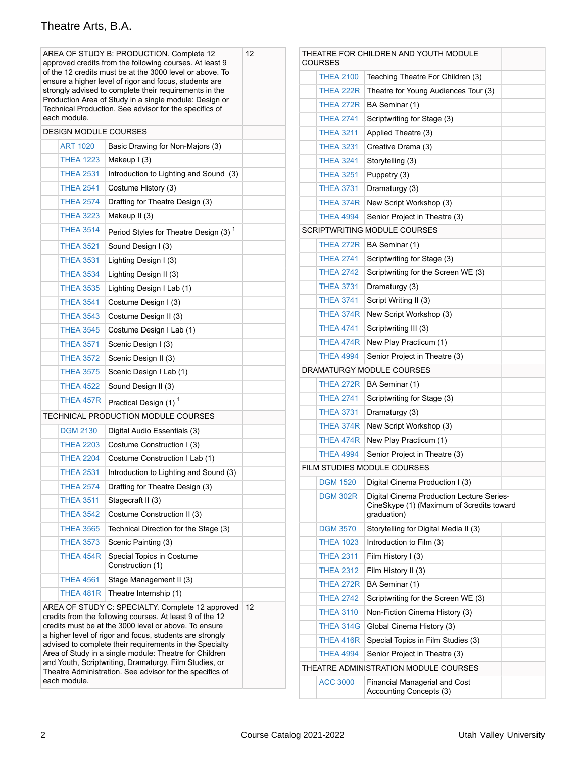# Theatre Arts, B.A.

| AREA OF STUDY B: PRODUCTION. Complete 12 approved credits from the following courses. At least 9 of the 12 credits must be at the 3000 level or above. To ensure a higher level of rigor and focus, students are strongly advised to complete their requirements in the Production Area of Study in a single module: Design or Technical Production. See advisor for the specifics of each module. | | 12 |
|---|---|---|
| DESIGN MODULE COURSES | | |
| ART 1020 | Basic Drawing for Non-Majors (3) | |
| THEA 1223 | Makeup I (3) | |
| THEA 2531 | Introduction to Lighting and Sound (3) | |
| THEA 2541 | Costume History (3) | |
| THEA 2574 | Drafting for Theatre Design (3) | |
| THEA 3223 | Makeup II (3) | |
| THEA 3514 | Period Styles for Theatre Design (3) [1] | |
| THEA 3521 | Sound Design I (3) | |
| THEA 3531 | Lighting Design I (3) | |
| THEA 3534 | Lighting Design II (3) | |
| THEA 3535 | Lighting Design I Lab (1) | |
| THEA 3541 | Costume Design I (3) | |
| THEA 3543 | Costume Design II (3) | |
| THEA 3545 | Costume Design I Lab (1) | |
| THEA 3571 | Scenic Design I (3) | |
| THEA 3572 | Scenic Design II (3) | |
| THEA 3575 | Scenic Design I Lab (1) | |
| THEA 4522 | Sound Design II (3) | |
| THEA 457R | Practical Design (1) [1] | |
| TECHNICAL PRODUCTION MODULE COURSES | | |
| DGM 2130 | Digital Audio Essentials (3) | |
| THEA 2203 | Costume Construction I (3) | |
| THEA 2204 | Costume Construction I Lab (1) | |
| THEA 2531 | Introduction to Lighting and Sound (3) | |
| THEA 2574 | Drafting for Theatre Design (3) | |
| THEA 3511 | Stagecraft II (3) | |
| THEA 3542 | Costume Construction II (3) | |
| THEA 3565 | Technical Direction for the Stage (3) | |
| THEA 3573 | Scenic Painting (3) | |
| THEA 454R | Special Topics in Costume Construction (1) | |
| THEA 4561 | Stage Management II (3) | |
| THEA 481R | Theatre Internship (1) | |
| AREA OF STUDY C: SPECIALTY. Complete 12 approved credits from the following courses. At least 9 of the 12 credits must be at the 3000 level or above. To ensure a higher level of rigor and focus, students are strongly advised to complete their requirements in the Specialty Area of Study in a single module: Theatre for Children and Youth, Scriptwriting, Dramaturgy, Film Studies, or Theatre Administration. See advisor for the specifics of each module. | | 12 |
| THEATRE FOR CHILDREN AND YOUTH MODULE COURSES | | |
| THEA 2100 | Teaching Theatre For Children (3) | |
| THEA 222R | Theatre for Young Audiences Tour (3) | |
| THEA 272R | BA Seminar (1) | |
| THEA 2741 | Scriptwriting for Stage (3) | |
| THEA 3211 | Applied Theatre (3) | |
| THEA 3231 | Creative Drama (3) | |
| THEA 3241 | Storytelling (3) | |
| THEA 3251 | Puppetry (3) | |
| THEA 3731 | Dramaturgy (3) | |
| THEA 374R | New Script Workshop (3) | |
| THEA 4994 | Senior Project in Theatre (3) | |
| SCRIPTWRITING MODULE COURSES | | |
| THEA 272R | BA Seminar (1) | |
| THEA 2741 | Scriptwriting for Stage (3) | |
| THEA 2742 | Scriptwriting for the Screen WE (3) | |
| THEA 3731 | Dramaturgy (3) | |
| THEA 3741 | Script Writing II (3) | |
| THEA 374R | New Script Workshop (3) | |
| THEA 4741 | Scriptwriting III (3) | |
| THEA 474R | New Play Practicum (1) | |
| THEA 4994 | Senior Project in Theatre (3) | |
| DRAMATURGY MODULE COURSES | | |
| THEA 272R | BA Seminar (1) | |
| THEA 2741 | Scriptwriting for Stage (3) | |
| THEA 3731 | Dramaturgy (3) | |
| THEA 374R | New Script Workshop (3) | |
| THEA 474R | New Play Practicum (1) | |
| THEA 4994 | Senior Project in Theatre (3) | |
| FILM STUDIES MODULE COURSES | | |
| DGM 1520 | Digital Cinema Production I (3) | |
| DGM 302R | Digital Cinema Production Lecture Series-CineSkype (1) (Maximum of 3credits toward graduation) | |
| DGM 3570 | Storytelling for Digital Media II (3) | |
| THEA 1023 | Introduction to Film (3) | |
| THEA 2311 | Film History I (3) | |
| THEA 2312 | Film History II (3) | |
| THEA 272R | BA Seminar (1) | |
| THEA 2742 | Scriptwriting for the Screen WE (3) | |
| THEA 3110 | Non-Fiction Cinema History (3) | |
| THEA 314G | Global Cinema History (3) | |
| THEA 416R | Special Topics in Film Studies (3) | |
| THEA 4994 | Senior Project in Theatre (3) | |
| THEATRE ADMINISTRATION MODULE COURSES | | |
| ACC 3000 | Financial Managerial and Cost Accounting Concepts (3) | |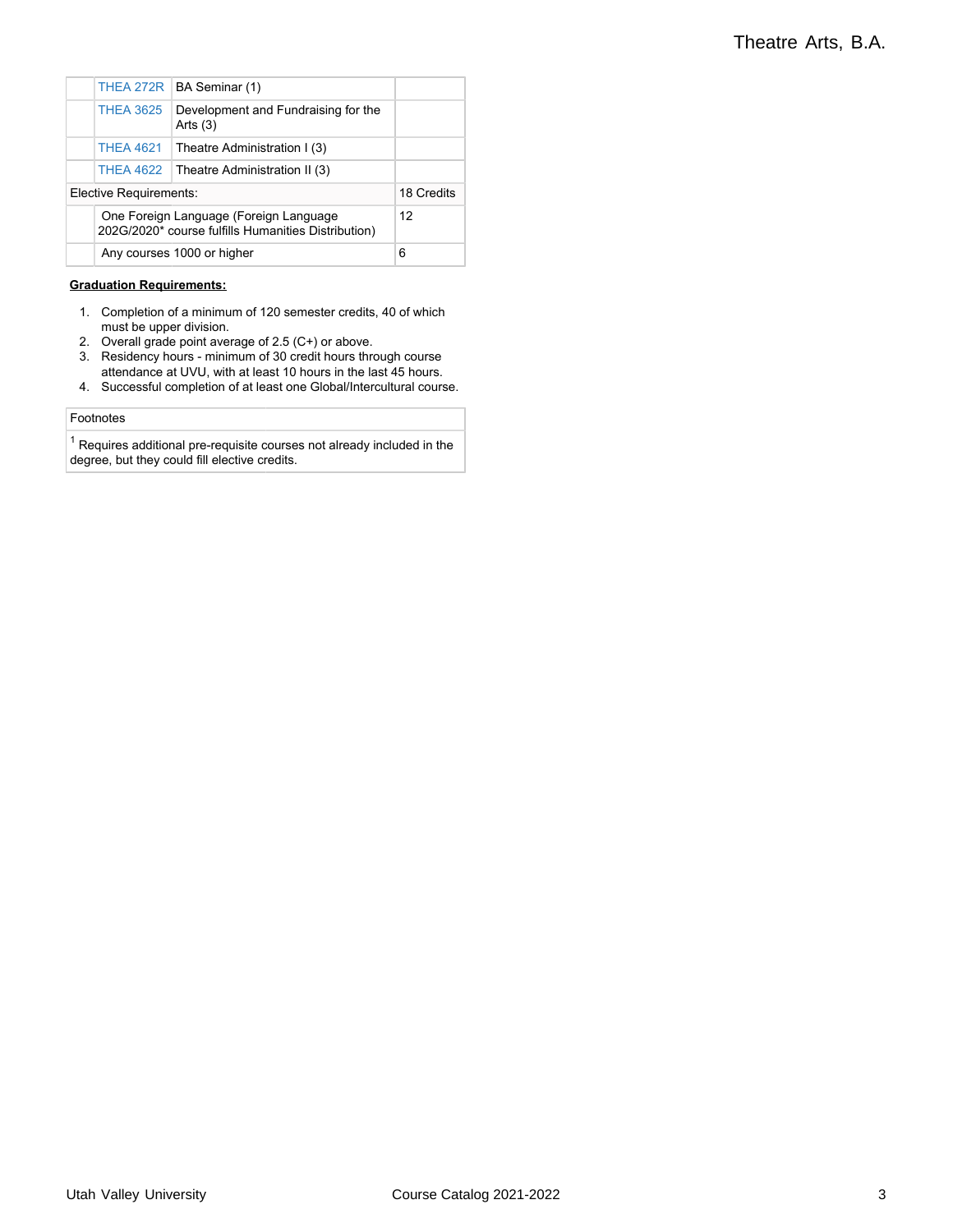| | | | |
|---|---|---|---|
| | THEA 272R | BA Seminar (1) | |
| | THEA 3625 | Development and Fundraising for the Arts (3) | |
| | THEA 4621 | Theatre Administration I (3) | |
| | THEA 4622 | Theatre Administration II (3) | |
| Elective Requirements: | | | 18 Credits |
| | One Foreign Language (Foreign Language 202G/2020* course fulfills Humanities Distribution) | | 12 |
| | Any courses 1000 or higher | | 6 |

**Graduation Requirements:**

1. Completion of a minimum of 120 semester credits, 40 of which must be upper division.
2. Overall grade point average of 2.5 (C+) or above.
3. Residency hours - minimum of 30 credit hours through course attendance at UVU, with at least 10 hours in the last 45 hours.
4. Successful completion of at least one Global/Intercultural course.

| Footnotes |
|---|
| [1] Requires additional pre-requisite courses not already included in the degree, but they could fill elective credits. |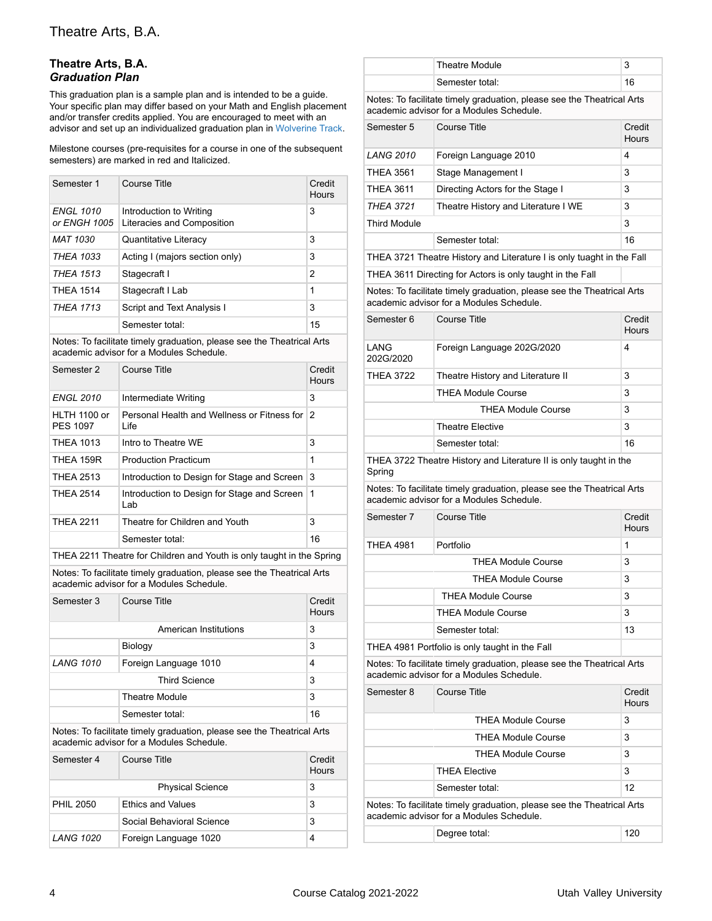## Theatre Arts, B.A.
### *Graduation Plan*

This graduation plan is a sample plan and is intended to be a guide. Your specific plan may differ based on your Math and English placement and/or transfer credits applied. You are encouraged to meet with an advisor and set up an individualized graduation plan in Wolverine Track.

Milestone courses (pre-requisites for a course in one of the subsequent semesters) are marked in red and Italicized.

| Semester 1 | Course Title | Credit Hours |
|---|---|---|
| *ENGL 1010 or ENGH 1005* | Introduction to Writing Literacies and Composition | 3 |
| *MAT 1030* | Quantitative Literacy | 3 |
| *THEA 1033* | Acting I (majors section only) | 3 |
| *THEA 1513* | Stagecraft I | 2 |
| THEA 1514 | Stagecraft I Lab | 1 |
| *THEA 1713* | Script and Text Analysis I | 3 |
| | Semester total: | 15 |
| Notes: To facilitate timely graduation, please see the Theatrical Arts academic advisor for a Modules Schedule. | | |

| Semester 2 | Course Title | Credit Hours |
|---|---|---|
| *ENGL 2010* | Intermediate Writing | 3 |
| HLTH 1100 or PES 1097 | Personal Health and Wellness or Fitness for Life | 2 |
| THEA 1013 | Intro to Theatre WE | 3 |
| THEA 159R | Production Practicum | 1 |
| THEA 2513 | Introduction to Design for Stage and Screen | 3 |
| THEA 2514 | Introduction to Design for Stage and Screen Lab | 1 |
| THEA 2211 | Theatre for Children and Youth | 3 |
| | Semester total: | 16 |
| THEA 2211 Theatre for Children and Youth is only taught in the Spring | | |
| Notes: To facilitate timely graduation, please see the Theatrical Arts academic advisor for a Modules Schedule. | | |

| Semester 3 | Course Title | Credit Hours |
|---|---|---|
| | American Institutions | 3 |
| | Biology | 3 |
| *LANG 1010* | Foreign Language 1010 | 4 |
| | Third Science | 3 |
| | Theatre Module | 3 |
| | Semester total: | 16 |
| Notes: To facilitate timely graduation, please see the Theatrical Arts academic advisor for a Modules Schedule. | | |

| Semester 4 | Course Title | Credit Hours |
|---|---|---|
| | Physical Science | 3 |
| PHIL 2050 | Ethics and Values | 3 |
| | Social Behavioral Science | 3 |
| *LANG 1020* | Foreign Language 1020 | 4 |
| | Theatre Module | 3 |
| | Semester total: | 16 |
| Notes: To facilitate timely graduation, please see the Theatrical Arts academic advisor for a Modules Schedule. | | |

| Semester 5 | Course Title | Credit Hours |
|---|---|---|
| *LANG 2010* | Foreign Language 2010 | 4 |
| THEA 3561 | Stage Management I | 3 |
| THEA 3611 | Directing Actors for the Stage I | 3 |
| *THEA 3721* | Theatre History and Literature I WE | 3 |
| Third Module | | 3 |
| | Semester total: | 16 |
| THEA 3721 Theatre History and Literature I is only tuaght in the Fall | | |
| THEA 3611 Directing for Actors is only taught in the Fall | | |
| Notes: To facilitate timely graduation, please see the Theatrical Arts academic advisor for a Modules Schedule. | | |

| Semester 6 | Course Title | Credit Hours |
|---|---|---|
| LANG 202G/2020 | Foreign Language 202G/2020 | 4 |
| THEA 3722 | Theatre History and Literature II | 3 |
| | THEA Module Course | 3 |
| | THEA Module Course | 3 |
| | Theatre Elective | 3 |
| | Semester total: | 16 |
| THEA 3722 Theatre History and Literature II is only taught in the Spring | | |
| Notes: To facilitate timely graduation, please see the Theatrical Arts academic advisor for a Modules Schedule. | | |

| Semester 7 | Course Title | Credit Hours |
|---|---|---|
| THEA 4981 | Portfolio | 1 |
| | THEA Module Course | 3 |
| | THEA Module Course | 3 |
| | THEA Module Course | 3 |
| | THEA Module Course | 3 |
| | Semester total: | 13 |
| THEA 4981 Portfolio is only taught in the Fall | | |
| Notes: To facilitate timely graduation, please see the Theatrical Arts academic advisor for a Modules Schedule. | | |

| Semester 8 | Course Title | Credit Hours |
|---|---|---|
| | THEA Module Course | 3 |
| | THEA Module Course | 3 |
| | THEA Module Course | 3 |
| | THEA Elective | 3 |
| | Semester total: | 12 |
| Notes: To facilitate timely graduation, please see the Theatrical Arts academic advisor for a Modules Schedule. | | |
| | Degree total: | 120 |